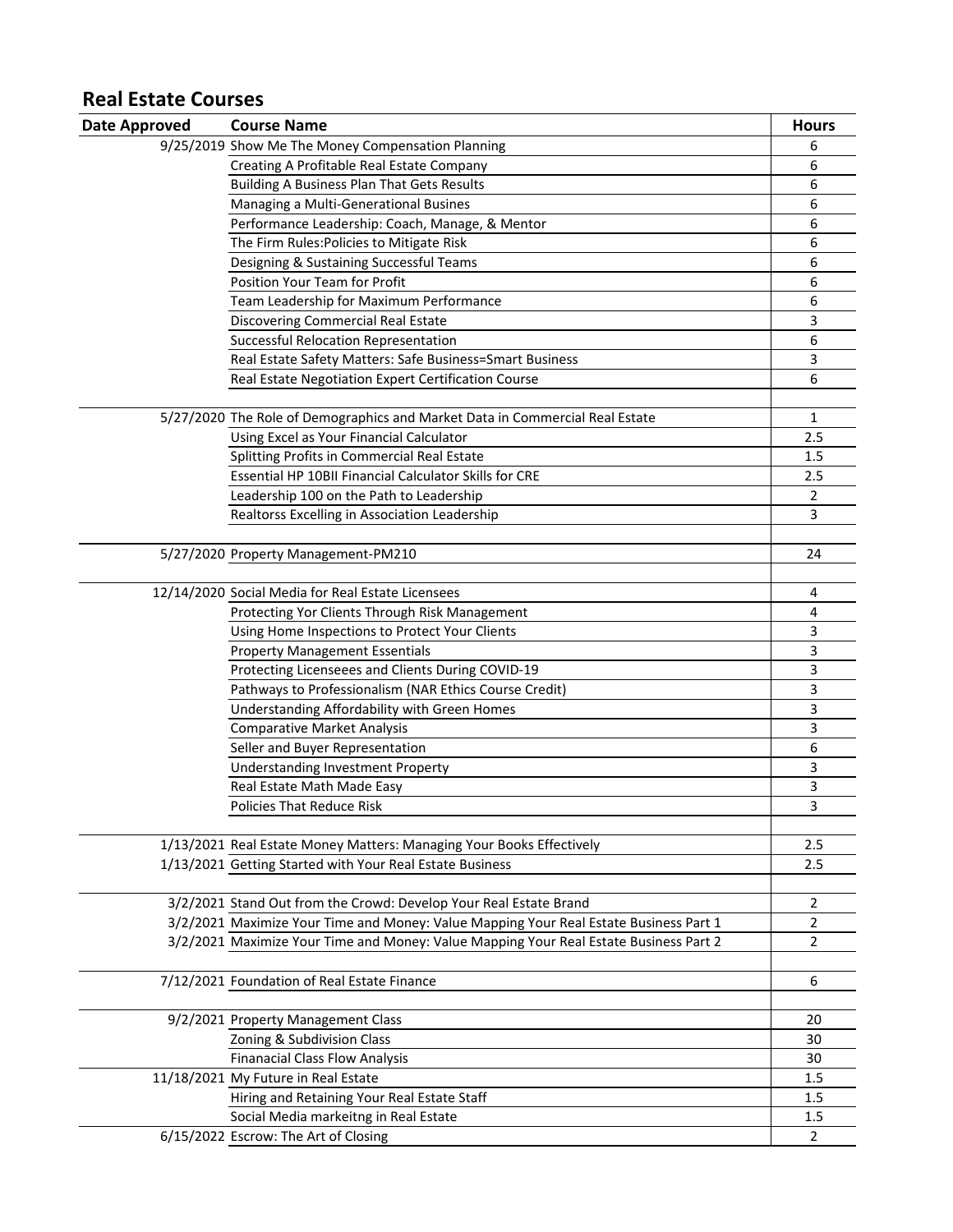## Real Estate Courses

| Date Approved | Course Name | Hours |
|---|---|---|
| 9/25/2019 | Show Me The Money Compensation Planning | 6 |
| | Creating A Profitable Real Estate Company | 6 |
| | Building A Business Plan That Gets Results | 6 |
| | Managing a Multi-Generational Busines | 6 |
| | Performance Leadership: Coach, Manage, & Mentor | 6 |
| | The Firm Rules:Policies to Mitigate Risk | 6 |
| | Designing & Sustaining Successful Teams | 6 |
| | Position Your Team for Profit | 6 |
| | Team Leadership for Maximum Performance | 6 |
| | Discovering Commercial Real Estate | 3 |
| | Successful Relocation Representation | 6 |
| | Real Estate Safety Matters: Safe Business=Smart Business | 3 |
| | Real Estate Negotiation Expert Certification Course | 6 |
| | | |
| 5/27/2020 | The Role of Demographics and Market Data in Commercial Real Estate | 1 |
| | Using Excel as Your Financial Calculator | 2.5 |
| | Splitting Profits in Commercial Real Estate | 1.5 |
| | Essential HP 10BII Financial Calculator Skills for CRE | 2.5 |
| | Leadership 100 on the Path to Leadership | 2 |
| | Realtorss Excelling in Association Leadership | 3 |
| | | |
| 5/27/2020 | Property Management-PM210 | 24 |
| | | |
| 12/14/2020 | Social Media for Real Estate Licensees | 4 |
| | Protecting Yor Clients Through Risk Management | 4 |
| | Using Home Inspections to Protect Your Clients | 3 |
| | Property Management Essentials | 3 |
| | Protecting Licenseees and Clients During COVID-19 | 3 |
| | Pathways to Professionalism (NAR Ethics Course Credit) | 3 |
| | Understanding Affordability with Green Homes | 3 |
| | Comparative Market Analysis | 3 |
| | Seller and Buyer Representation | 6 |
| | Understanding Investment Property | 3 |
| | Real Estate Math Made Easy | 3 |
| | Policies That Reduce Risk | 3 |
| | | |
| 1/13/2021 | Real Estate Money Matters: Managing Your Books Effectively | 2.5 |
| 1/13/2021 | Getting Started with Your Real Estate Business | 2.5 |
| | | |
| 3/2/2021 | Stand Out from the Crowd: Develop Your Real Estate Brand | 2 |
| 3/2/2021 | Maximize Your Time and Money: Value Mapping Your Real Estate Business Part 1 | 2 |
| 3/2/2021 | Maximize Your Time and Money: Value Mapping Your Real Estate Business Part 2 | 2 |
| | | |
| 7/12/2021 | Foundation of Real Estate Finance | 6 |
| | | |
| 9/2/2021 | Property Management Class | 20 |
| | Zoning & Subdivision Class | 30 |
| | Finanacial Class Flow Analysis | 30 |
| 11/18/2021 | My Future in Real Estate | 1.5 |
| | Hiring and Retaining Your Real Estate Staff | 1.5 |
| | Social Media markeitng in Real Estate | 1.5 |
| 6/15/2022 | Escrow: The Art of Closing | 2 |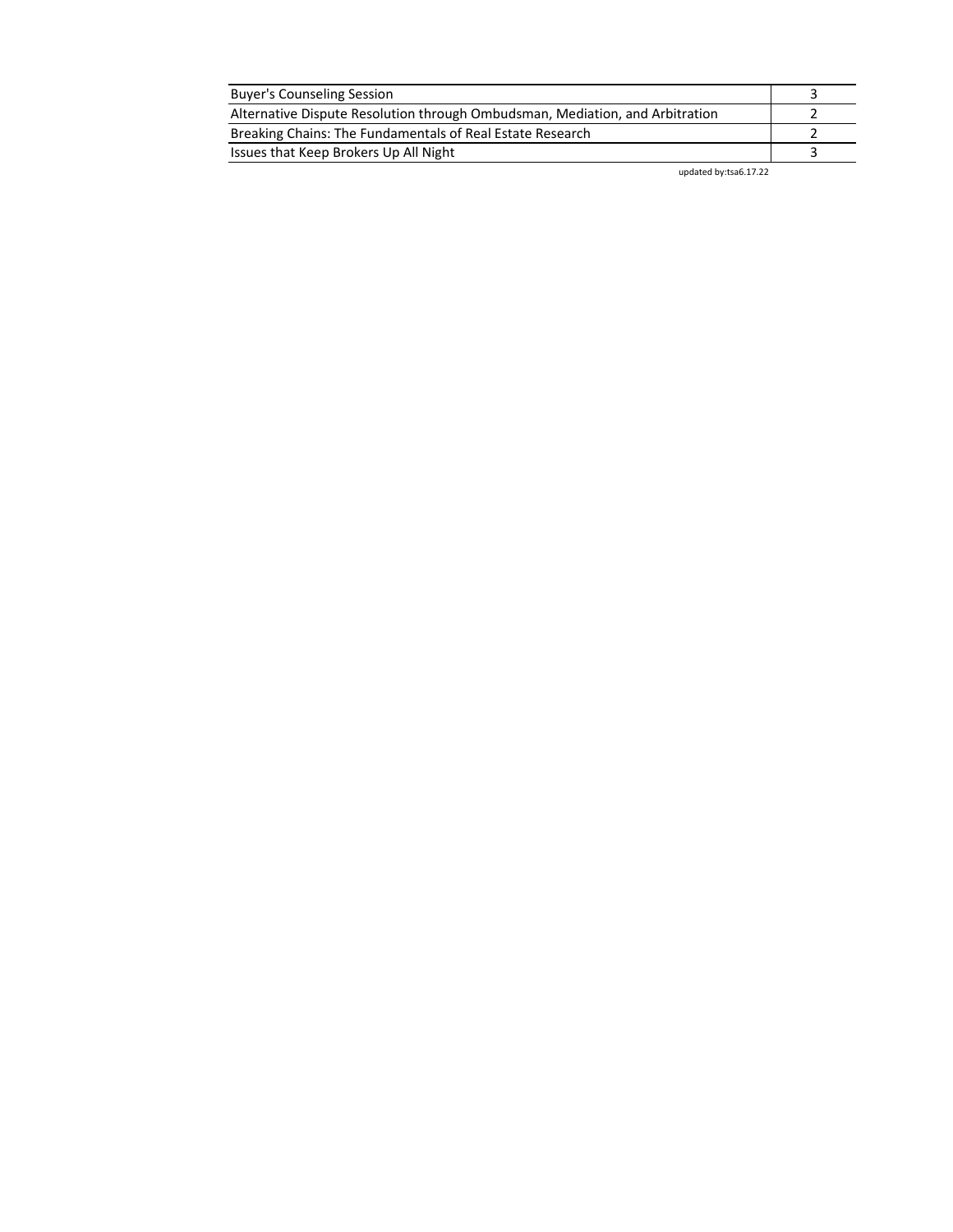| | |
|---|---|
| Buyer's Counseling Session | 3 |
| Alternative Dispute Resolution through Ombudsman, Mediation, and Arbitration | 2 |
| Breaking Chains: The Fundamentals of Real Estate Research | 2 |
| Issues that Keep Brokers Up All Night | 3 |

updated by:tsa6.17.22